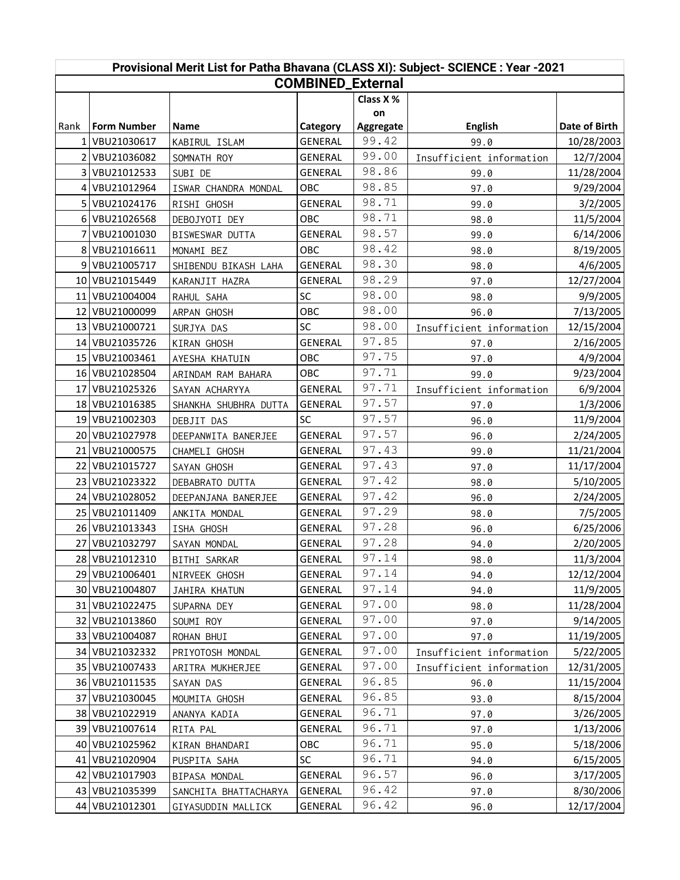# Provisional Merit List for Patha Bhavana (CLASS XI): Subject- SCIENCE : Year -2021

## COMBINED_External

| Rank | Form Number | Name | Category | Class X % on Aggregate | English | Date of Birth |
|---|---|---|---|---|---|---|
| 1 | VBU21030617 | KABIRUL ISLAM | GENERAL | 99.42 | 99.0 | 10/28/2003 |
| 2 | VBU21036082 | SOMNATH ROY | GENERAL | 99.00 | Insufficient information | 12/7/2004 |
| 3 | VBU21012533 | SUBI DE | GENERAL | 98.86 | 99.0 | 11/28/2004 |
| 4 | VBU21012964 | ISWAR CHANDRA MONDAL | OBC | 98.85 | 97.0 | 9/29/2004 |
| 5 | VBU21024176 | RISHI GHOSH | GENERAL | 98.71 | 99.0 | 3/2/2005 |
| 6 | VBU21026568 | DEBOJYOTI DEY | OBC | 98.71 | 98.0 | 11/5/2004 |
| 7 | VBU21001030 | BISWESWAR DUTTA | GENERAL | 98.57 | 99.0 | 6/14/2006 |
| 8 | VBU21016611 | MONAMI BEZ | OBC | 98.42 | 98.0 | 8/19/2005 |
| 9 | VBU21005717 | SHIBENDU BIKASH LAHA | GENERAL | 98.30 | 98.0 | 4/6/2005 |
| 10 | VBU21015449 | KARANJIT HAZRA | GENERAL | 98.29 | 97.0 | 12/27/2004 |
| 11 | VBU21004004 | RAHUL SAHA | SC | 98.00 | 98.0 | 9/9/2005 |
| 12 | VBU21000099 | ARPAN GHOSH | OBC | 98.00 | 96.0 | 7/13/2005 |
| 13 | VBU21000721 | SURJYA DAS | SC | 98.00 | Insufficient information | 12/15/2004 |
| 14 | VBU21035726 | KIRAN GHOSH | GENERAL | 97.85 | 97.0 | 2/16/2005 |
| 15 | VBU21003461 | AYESHA KHATUIN | OBC | 97.75 | 97.0 | 4/9/2004 |
| 16 | VBU21028504 | ARINDAM RAM BAHARA | OBC | 97.71 | 99.0 | 9/23/2004 |
| 17 | VBU21025326 | SAYAN ACHARYYA | GENERAL | 97.71 | Insufficient information | 6/9/2004 |
| 18 | VBU21016385 | SHANKHA SHUBHRA DUTTA | GENERAL | 97.57 | 97.0 | 1/3/2006 |
| 19 | VBU21002303 | DEBJIT DAS | SC | 97.57 | 96.0 | 11/9/2004 |
| 20 | VBU21027978 | DEEPANWITA BANERJEE | GENERAL | 97.57 | 96.0 | 2/24/2005 |
| 21 | VBU21000575 | CHAMELI GHOSH | GENERAL | 97.43 | 99.0 | 11/21/2004 |
| 22 | VBU21015727 | SAYAN GHOSH | GENERAL | 97.43 | 97.0 | 11/17/2004 |
| 23 | VBU21023322 | DEBABRATO DUTTA | GENERAL | 97.42 | 98.0 | 5/10/2005 |
| 24 | VBU21028052 | DEEPANJANA BANERJEE | GENERAL | 97.42 | 96.0 | 2/24/2005 |
| 25 | VBU21011409 | ANKITA MONDAL | GENERAL | 97.29 | 98.0 | 7/5/2005 |
| 26 | VBU21013343 | ISHA GHOSH | GENERAL | 97.28 | 96.0 | 6/25/2006 |
| 27 | VBU21032797 | SAYAN MONDAL | GENERAL | 97.28 | 94.0 | 2/20/2005 |
| 28 | VBU21012310 | BITHI SARKAR | GENERAL | 97.14 | 98.0 | 11/3/2004 |
| 29 | VBU21006401 | NIRVEEK GHOSH | GENERAL | 97.14 | 94.0 | 12/12/2004 |
| 30 | VBU21004807 | JAHIRA KHATUN | GENERAL | 97.14 | 94.0 | 11/9/2005 |
| 31 | VBU21022475 | SUPARNA DEY | GENERAL | 97.00 | 98.0 | 11/28/2004 |
| 32 | VBU21013860 | SOUMI ROY | GENERAL | 97.00 | 97.0 | 9/14/2005 |
| 33 | VBU21004087 | ROHAN BHUI | GENERAL | 97.00 | 97.0 | 11/19/2005 |
| 34 | VBU21032332 | PRIYOTOSH MONDAL | GENERAL | 97.00 | Insufficient information | 5/22/2005 |
| 35 | VBU21007433 | ARITRA MUKHERJEE | GENERAL | 97.00 | Insufficient information | 12/31/2005 |
| 36 | VBU21011535 | SAYAN DAS | GENERAL | 96.85 | 96.0 | 11/15/2004 |
| 37 | VBU21030045 | MOUMITA GHOSH | GENERAL | 96.85 | 93.0 | 8/15/2004 |
| 38 | VBU21022919 | ANANYA KADIA | GENERAL | 96.71 | 97.0 | 3/26/2005 |
| 39 | VBU21007614 | RITA PAL | GENERAL | 96.71 | 97.0 | 1/13/2006 |
| 40 | VBU21025962 | KIRAN BHANDARI | OBC | 96.71 | 95.0 | 5/18/2006 |
| 41 | VBU21020904 | PUSPITA SAHA | SC | 96.71 | 94.0 | 6/15/2005 |
| 42 | VBU21017903 | BIPASA MONDAL | GENERAL | 96.57 | 96.0 | 3/17/2005 |
| 43 | VBU21035399 | SANCHITA BHATTACHARYA | GENERAL | 96.42 | 97.0 | 8/30/2006 |
| 44 | VBU21012301 | GIYASUDDIN MALLICK | GENERAL | 96.42 | 96.0 | 12/17/2004 |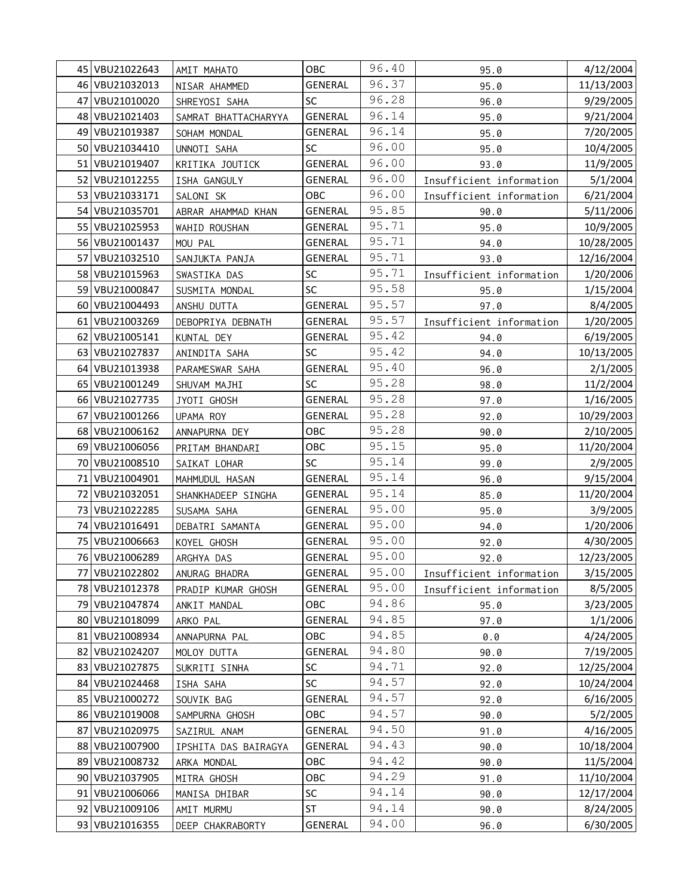| | | | | | | |
|---|---|---|---|---|---|---|
| 45 | VBU21022643 | AMIT MAHATO | OBC | 96.40 | 95.0 | 4/12/2004 |
| 46 | VBU21032013 | NISAR AHAMMED | GENERAL | 96.37 | 95.0 | 11/13/2003 |
| 47 | VBU21010020 | SHREYOSI SAHA | SC | 96.28 | 96.0 | 9/29/2005 |
| 48 | VBU21021403 | SAMRAT BHATTACHARYYA | GENERAL | 96.14 | 95.0 | 9/21/2004 |
| 49 | VBU21019387 | SOHAM MONDAL | GENERAL | 96.14 | 95.0 | 7/20/2005 |
| 50 | VBU21034410 | UNNOTI SAHA | SC | 96.00 | 95.0 | 10/4/2005 |
| 51 | VBU21019407 | KRITIKA JOUTICK | GENERAL | 96.00 | 93.0 | 11/9/2005 |
| 52 | VBU21012255 | ISHA GANGULY | GENERAL | 96.00 | Insufficient information | 5/1/2004 |
| 53 | VBU21033171 | SALONI SK | OBC | 96.00 | Insufficient information | 6/21/2004 |
| 54 | VBU21035701 | ABRAR AHAMMAD KHAN | GENERAL | 95.85 | 90.0 | 5/11/2006 |
| 55 | VBU21025953 | WAHID ROUSHAN | GENERAL | 95.71 | 95.0 | 10/9/2005 |
| 56 | VBU21001437 | MOU PAL | GENERAL | 95.71 | 94.0 | 10/28/2005 |
| 57 | VBU21032510 | SANJUKTA PANJA | GENERAL | 95.71 | 93.0 | 12/16/2004 |
| 58 | VBU21015963 | SWASTIKA DAS | SC | 95.71 | Insufficient information | 1/20/2006 |
| 59 | VBU21000847 | SUSMITA MONDAL | SC | 95.58 | 95.0 | 1/15/2004 |
| 60 | VBU21004493 | ANSHU DUTTA | GENERAL | 95.57 | 97.0 | 8/4/2005 |
| 61 | VBU21003269 | DEBOPRIYA DEBNATH | GENERAL | 95.57 | Insufficient information | 1/20/2005 |
| 62 | VBU21005141 | KUNTAL DEY | GENERAL | 95.42 | 94.0 | 6/19/2005 |
| 63 | VBU21027837 | ANINDITA SAHA | SC | 95.42 | 94.0 | 10/13/2005 |
| 64 | VBU21013938 | PARAMESWAR SAHA | GENERAL | 95.40 | 96.0 | 2/1/2005 |
| 65 | VBU21001249 | SHUVAM MAJHI | SC | 95.28 | 98.0 | 11/2/2004 |
| 66 | VBU21027735 | JYOTI GHOSH | GENERAL | 95.28 | 97.0 | 1/16/2005 |
| 67 | VBU21001266 | UPAMA ROY | GENERAL | 95.28 | 92.0 | 10/29/2003 |
| 68 | VBU21006162 | ANNAPURNA DEY | OBC | 95.28 | 90.0 | 2/10/2005 |
| 69 | VBU21006056 | PRITAM BHANDARI | OBC | 95.15 | 95.0 | 11/20/2004 |
| 70 | VBU21008510 | SAIKAT LOHAR | SC | 95.14 | 99.0 | 2/9/2005 |
| 71 | VBU21004901 | MAHMUDUL HASAN | GENERAL | 95.14 | 96.0 | 9/15/2004 |
| 72 | VBU21032051 | SHANKHADEEP SINGHA | GENERAL | 95.14 | 85.0 | 11/20/2004 |
| 73 | VBU21022285 | SUSAMA SAHA | GENERAL | 95.00 | 95.0 | 3/9/2005 |
| 74 | VBU21016491 | DEBATRI SAMANTA | GENERAL | 95.00 | 94.0 | 1/20/2006 |
| 75 | VBU21006663 | KOYEL GHOSH | GENERAL | 95.00 | 92.0 | 4/30/2005 |
| 76 | VBU21006289 | ARGHYA DAS | GENERAL | 95.00 | 92.0 | 12/23/2005 |
| 77 | VBU21022802 | ANURAG BHADRA | GENERAL | 95.00 | Insufficient information | 3/15/2005 |
| 78 | VBU21012378 | PRADIP KUMAR GHOSH | GENERAL | 95.00 | Insufficient information | 8/5/2005 |
| 79 | VBU21047874 | ANKIT MANDAL | OBC | 94.86 | 95.0 | 3/23/2005 |
| 80 | VBU21018099 | ARKO PAL | GENERAL | 94.85 | 97.0 | 1/1/2006 |
| 81 | VBU21008934 | ANNAPURNA PAL | OBC | 94.85 | 0.0 | 4/24/2005 |
| 82 | VBU21024207 | MOLOY DUTTA | GENERAL | 94.80 | 90.0 | 7/19/2005 |
| 83 | VBU21027875 | SUKRITI SINHA | SC | 94.71 | 92.0 | 12/25/2004 |
| 84 | VBU21024468 | ISHA SAHA | SC | 94.57 | 92.0 | 10/24/2004 |
| 85 | VBU21000272 | SOUVIK BAG | GENERAL | 94.57 | 92.0 | 6/16/2005 |
| 86 | VBU21019008 | SAMPURNA GHOSH | OBC | 94.57 | 90.0 | 5/2/2005 |
| 87 | VBU21020975 | SAZIRUL ANAM | GENERAL | 94.50 | 91.0 | 4/16/2005 |
| 88 | VBU21007900 | IPSHITA DAS BAIRAGYA | GENERAL | 94.43 | 90.0 | 10/18/2004 |
| 89 | VBU21008732 | ARKA MONDAL | OBC | 94.42 | 90.0 | 11/5/2004 |
| 90 | VBU21037905 | MITRA GHOSH | OBC | 94.29 | 91.0 | 11/10/2004 |
| 91 | VBU21006066 | MANISA DHIBAR | SC | 94.14 | 90.0 | 12/17/2004 |
| 92 | VBU21009106 | AMIT MURMU | ST | 94.14 | 90.0 | 8/24/2005 |
| 93 | VBU21016355 | DEEP CHAKRABORTY | GENERAL | 94.00 | 96.0 | 6/30/2005 |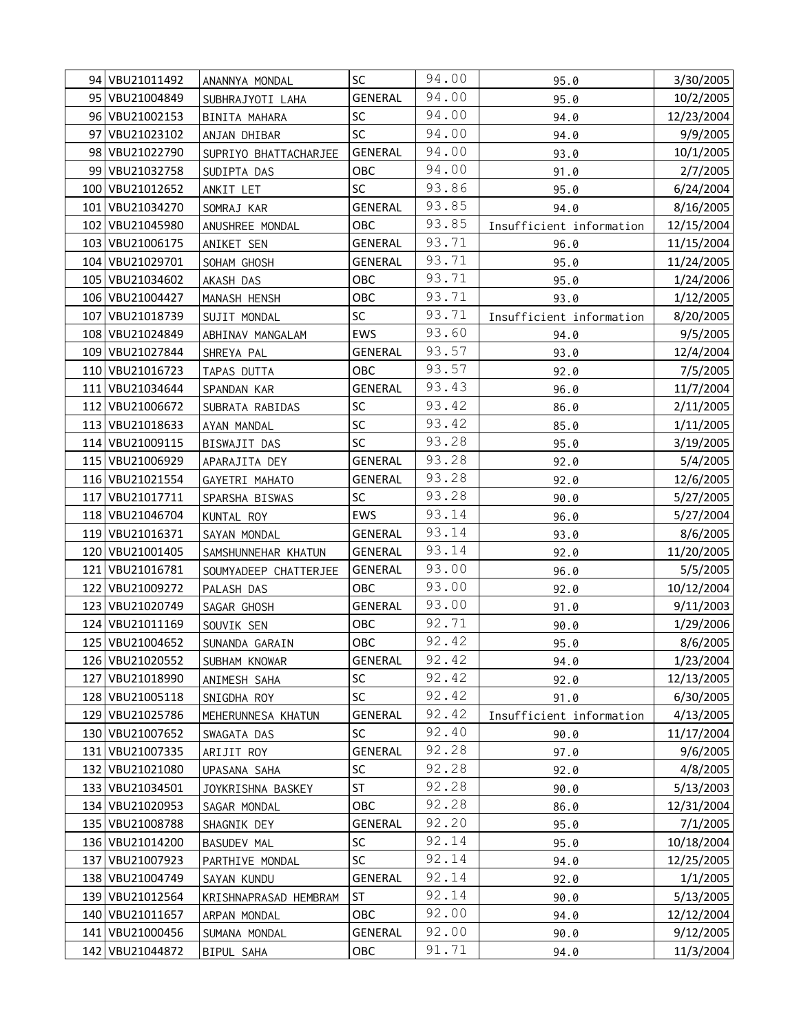| | | | | | | |
|---|---|---|---|---|---|---|
| 94 | VBU21011492 | ANANNYA MONDAL | SC | 94.00 | 95.0 | 3/30/2005 |
| 95 | VBU21004849 | SUBHRAJYOTI LAHA | GENERAL | 94.00 | 95.0 | 10/2/2005 |
| 96 | VBU21002153 | BINITA MAHARA | SC | 94.00 | 94.0 | 12/23/2004 |
| 97 | VBU21023102 | ANJAN DHIBAR | SC | 94.00 | 94.0 | 9/9/2005 |
| 98 | VBU21022790 | SUPRIYO BHATTACHARJEE | GENERAL | 94.00 | 93.0 | 10/1/2005 |
| 99 | VBU21032758 | SUDIPTA DAS | OBC | 94.00 | 91.0 | 2/7/2005 |
| 100 | VBU21012652 | ANKIT LET | SC | 93.86 | 95.0 | 6/24/2004 |
| 101 | VBU21034270 | SOMRAJ KAR | GENERAL | 93.85 | 94.0 | 8/16/2005 |
| 102 | VBU21045980 | ANUSHREE MONDAL | OBC | 93.85 | Insufficient information | 12/15/2004 |
| 103 | VBU21006175 | ANIKET SEN | GENERAL | 93.71 | 96.0 | 11/15/2004 |
| 104 | VBU21029701 | SOHAM GHOSH | GENERAL | 93.71 | 95.0 | 11/24/2005 |
| 105 | VBU21034602 | AKASH DAS | OBC | 93.71 | 95.0 | 1/24/2006 |
| 106 | VBU21004427 | MANASH HENSH | OBC | 93.71 | 93.0 | 1/12/2005 |
| 107 | VBU21018739 | SUJIT MONDAL | SC | 93.71 | Insufficient information | 8/20/2005 |
| 108 | VBU21024849 | ABHINAV MANGALAM | EWS | 93.60 | 94.0 | 9/5/2005 |
| 109 | VBU21027844 | SHREYA PAL | GENERAL | 93.57 | 93.0 | 12/4/2004 |
| 110 | VBU21016723 | TAPAS DUTTA | OBC | 93.57 | 92.0 | 7/5/2005 |
| 111 | VBU21034644 | SPANDAN KAR | GENERAL | 93.43 | 96.0 | 11/7/2004 |
| 112 | VBU21006672 | SUBRATA RABIDAS | SC | 93.42 | 86.0 | 2/11/2005 |
| 113 | VBU21018633 | AYAN MANDAL | SC | 93.42 | 85.0 | 1/11/2005 |
| 114 | VBU21009115 | BISWAJIT DAS | SC | 93.28 | 95.0 | 3/19/2005 |
| 115 | VBU21006929 | APARAJITA DEY | GENERAL | 93.28 | 92.0 | 5/4/2005 |
| 116 | VBU21021554 | GAYETRI MAHATO | GENERAL | 93.28 | 92.0 | 12/6/2005 |
| 117 | VBU21017711 | SPARSHA BISWAS | SC | 93.28 | 90.0 | 5/27/2005 |
| 118 | VBU21046704 | KUNTAL ROY | EWS | 93.14 | 96.0 | 5/27/2004 |
| 119 | VBU21016371 | SAYAN MONDAL | GENERAL | 93.14 | 93.0 | 8/6/2005 |
| 120 | VBU21001405 | SAMSHUNNEHAR KHATUN | GENERAL | 93.14 | 92.0 | 11/20/2005 |
| 121 | VBU21016781 | SOUMYADEEP CHATTERJEE | GENERAL | 93.00 | 96.0 | 5/5/2005 |
| 122 | VBU21009272 | PALASH DAS | OBC | 93.00 | 92.0 | 10/12/2004 |
| 123 | VBU21020749 | SAGAR GHOSH | GENERAL | 93.00 | 91.0 | 9/11/2003 |
| 124 | VBU21011169 | SOUVIK SEN | OBC | 92.71 | 90.0 | 1/29/2006 |
| 125 | VBU21004652 | SUNANDA GARAIN | OBC | 92.42 | 95.0 | 8/6/2005 |
| 126 | VBU21020552 | SUBHAM KNOWAR | GENERAL | 92.42 | 94.0 | 1/23/2004 |
| 127 | VBU21018990 | ANIMESH SAHA | SC | 92.42 | 92.0 | 12/13/2005 |
| 128 | VBU21005118 | SNIGDHA ROY | SC | 92.42 | 91.0 | 6/30/2005 |
| 129 | VBU21025786 | MEHERUNNESA KHATUN | GENERAL | 92.42 | Insufficient information | 4/13/2005 |
| 130 | VBU21007652 | SWAGATA DAS | SC | 92.40 | 90.0 | 11/17/2004 |
| 131 | VBU21007335 | ARIJIT ROY | GENERAL | 92.28 | 97.0 | 9/6/2005 |
| 132 | VBU21021080 | UPASANA SAHA | SC | 92.28 | 92.0 | 4/8/2005 |
| 133 | VBU21034501 | JOYKRISHNA BASKEY | ST | 92.28 | 90.0 | 5/13/2003 |
| 134 | VBU21020953 | SAGAR MONDAL | OBC | 92.28 | 86.0 | 12/31/2004 |
| 135 | VBU21008788 | SHAGNIK DEY | GENERAL | 92.20 | 95.0 | 7/1/2005 |
| 136 | VBU21014200 | BASUDEV MAL | SC | 92.14 | 95.0 | 10/18/2004 |
| 137 | VBU21007923 | PARTHIVE MONDAL | SC | 92.14 | 94.0 | 12/25/2005 |
| 138 | VBU21004749 | SAYAN KUNDU | GENERAL | 92.14 | 92.0 | 1/1/2005 |
| 139 | VBU21012564 | KRISHNAPRASAD HEMBRAM | ST | 92.14 | 90.0 | 5/13/2005 |
| 140 | VBU21011657 | ARPAN MONDAL | OBC | 92.00 | 94.0 | 12/12/2004 |
| 141 | VBU21000456 | SUMANA MONDAL | GENERAL | 92.00 | 90.0 | 9/12/2005 |
| 142 | VBU21044872 | BIPUL SAHA | OBC | 91.71 | 94.0 | 11/3/2004 |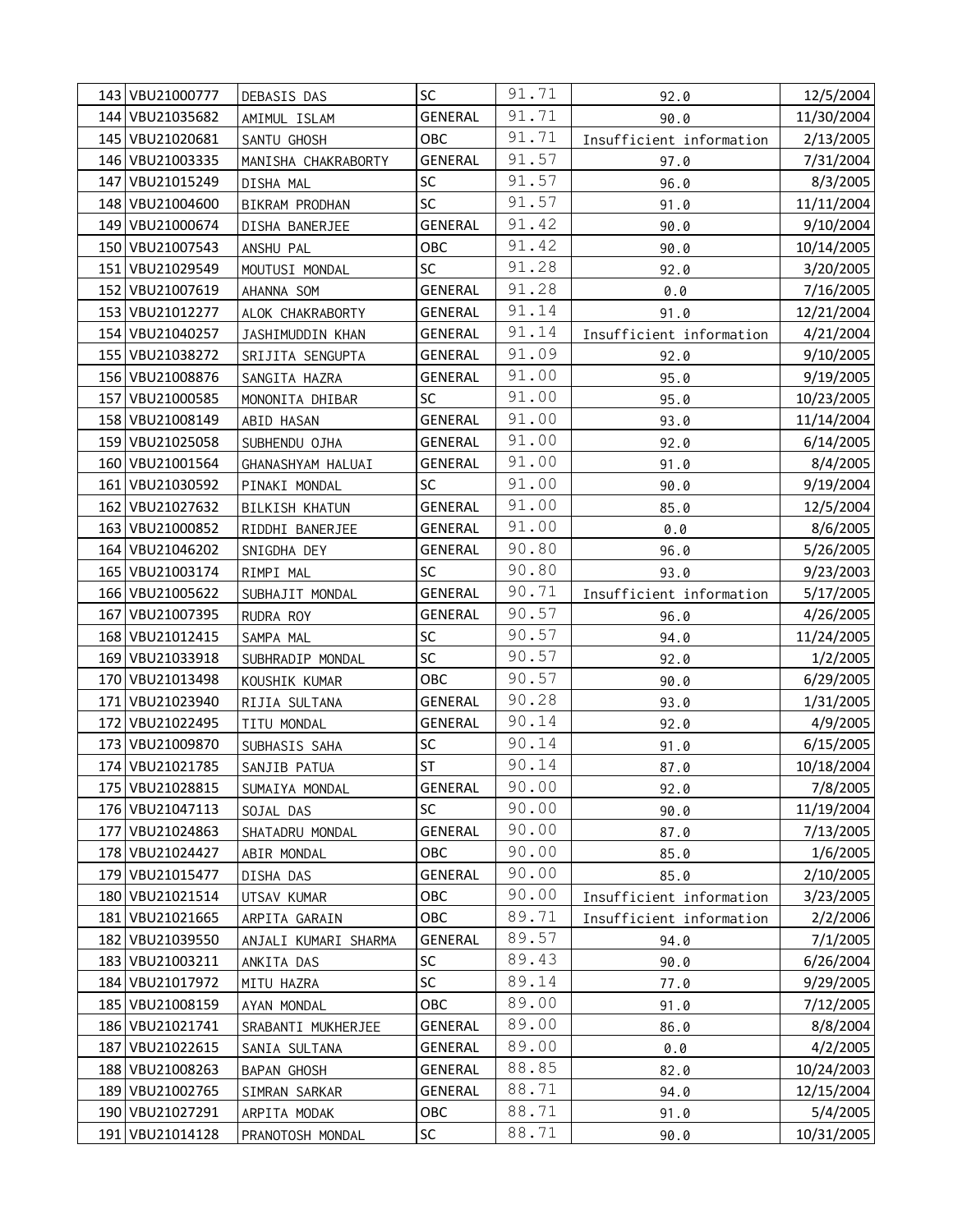| | | | | | | |
|---|---|---|---|---|---|---|
| 143 | VBU21000777 | DEBASIS DAS | SC | 91.71 | 92.0 | 12/5/2004 |
| 144 | VBU21035682 | AMIMUL ISLAM | GENERAL | 91.71 | 90.0 | 11/30/2004 |
| 145 | VBU21020681 | SANTU GHOSH | OBC | 91.71 | Insufficient information | 2/13/2005 |
| 146 | VBU21003335 | MANISHA CHAKRABORTY | GENERAL | 91.57 | 97.0 | 7/31/2004 |
| 147 | VBU21015249 | DISHA MAL | SC | 91.57 | 96.0 | 8/3/2005 |
| 148 | VBU21004600 | BIKRAM PRODHAN | SC | 91.57 | 91.0 | 11/11/2004 |
| 149 | VBU21000674 | DISHA BANERJEE | GENERAL | 91.42 | 90.0 | 9/10/2004 |
| 150 | VBU21007543 | ANSHU PAL | OBC | 91.42 | 90.0 | 10/14/2005 |
| 151 | VBU21029549 | MOUTUSI MONDAL | SC | 91.28 | 92.0 | 3/20/2005 |
| 152 | VBU21007619 | AHANNA SOM | GENERAL | 91.28 | 0.0 | 7/16/2005 |
| 153 | VBU21012277 | ALOK CHAKRABORTY | GENERAL | 91.14 | 91.0 | 12/21/2004 |
| 154 | VBU21040257 | JASHIMUDDIN KHAN | GENERAL | 91.14 | Insufficient information | 4/21/2004 |
| 155 | VBU21038272 | SRIJITA SENGUPTA | GENERAL | 91.09 | 92.0 | 9/10/2005 |
| 156 | VBU21008876 | SANGITA HAZRA | GENERAL | 91.00 | 95.0 | 9/19/2005 |
| 157 | VBU21000585 | MONONITA DHIBAR | SC | 91.00 | 95.0 | 10/23/2005 |
| 158 | VBU21008149 | ABID HASAN | GENERAL | 91.00 | 93.0 | 11/14/2004 |
| 159 | VBU21025058 | SUBHENDU OJHA | GENERAL | 91.00 | 92.0 | 6/14/2005 |
| 160 | VBU21001564 | GHANASHYAM HALUAI | GENERAL | 91.00 | 91.0 | 8/4/2005 |
| 161 | VBU21030592 | PINAKI MONDAL | SC | 91.00 | 90.0 | 9/19/2004 |
| 162 | VBU21027632 | BILKISH KHATUN | GENERAL | 91.00 | 85.0 | 12/5/2004 |
| 163 | VBU21000852 | RIDDHI BANERJEE | GENERAL | 91.00 | 0.0 | 8/6/2005 |
| 164 | VBU21046202 | SNIGDHA DEY | GENERAL | 90.80 | 96.0 | 5/26/2005 |
| 165 | VBU21003174 | RIMPI MAL | SC | 90.80 | 93.0 | 9/23/2003 |
| 166 | VBU21005622 | SUBHAJIT MONDAL | GENERAL | 90.71 | Insufficient information | 5/17/2005 |
| 167 | VBU21007395 | RUDRA ROY | GENERAL | 90.57 | 96.0 | 4/26/2005 |
| 168 | VBU21012415 | SAMPA MAL | SC | 90.57 | 94.0 | 11/24/2005 |
| 169 | VBU21033918 | SUBHRADIP MONDAL | SC | 90.57 | 92.0 | 1/2/2005 |
| 170 | VBU21013498 | KOUSHIK KUMAR | OBC | 90.57 | 90.0 | 6/29/2005 |
| 171 | VBU21023940 | RIJIA SULTANA | GENERAL | 90.28 | 93.0 | 1/31/2005 |
| 172 | VBU21022495 | TITU MONDAL | GENERAL | 90.14 | 92.0 | 4/9/2005 |
| 173 | VBU21009870 | SUBHASIS SAHA | SC | 90.14 | 91.0 | 6/15/2005 |
| 174 | VBU21021785 | SANJIB PATUA | ST | 90.14 | 87.0 | 10/18/2004 |
| 175 | VBU21028815 | SUMAIYA MONDAL | GENERAL | 90.00 | 92.0 | 7/8/2005 |
| 176 | VBU21047113 | SOJAL DAS | SC | 90.00 | 90.0 | 11/19/2004 |
| 177 | VBU21024863 | SHATADRU MONDAL | GENERAL | 90.00 | 87.0 | 7/13/2005 |
| 178 | VBU21024427 | ABIR MONDAL | OBC | 90.00 | 85.0 | 1/6/2005 |
| 179 | VBU21015477 | DISHA DAS | GENERAL | 90.00 | 85.0 | 2/10/2005 |
| 180 | VBU21021514 | UTSAV KUMAR | OBC | 90.00 | Insufficient information | 3/23/2005 |
| 181 | VBU21021665 | ARPITA GARAIN | OBC | 89.71 | Insufficient information | 2/2/2006 |
| 182 | VBU21039550 | ANJALI KUMARI SHARMA | GENERAL | 89.57 | 94.0 | 7/1/2005 |
| 183 | VBU21003211 | ANKITA DAS | SC | 89.43 | 90.0 | 6/26/2004 |
| 184 | VBU21017972 | MITU HAZRA | SC | 89.14 | 77.0 | 9/29/2005 |
| 185 | VBU21008159 | AYAN MONDAL | OBC | 89.00 | 91.0 | 7/12/2005 |
| 186 | VBU21021741 | SRABANTI MUKHERJEE | GENERAL | 89.00 | 86.0 | 8/8/2004 |
| 187 | VBU21022615 | SANIA SULTANA | GENERAL | 89.00 | 0.0 | 4/2/2005 |
| 188 | VBU21008263 | BAPAN GHOSH | GENERAL | 88.85 | 82.0 | 10/24/2003 |
| 189 | VBU21002765 | SIMRAN SARKAR | GENERAL | 88.71 | 94.0 | 12/15/2004 |
| 190 | VBU21027291 | ARPITA MODAK | OBC | 88.71 | 91.0 | 5/4/2005 |
| 191 | VBU21014128 | PRANOTOSH MONDAL | SC | 88.71 | 90.0 | 10/31/2005 |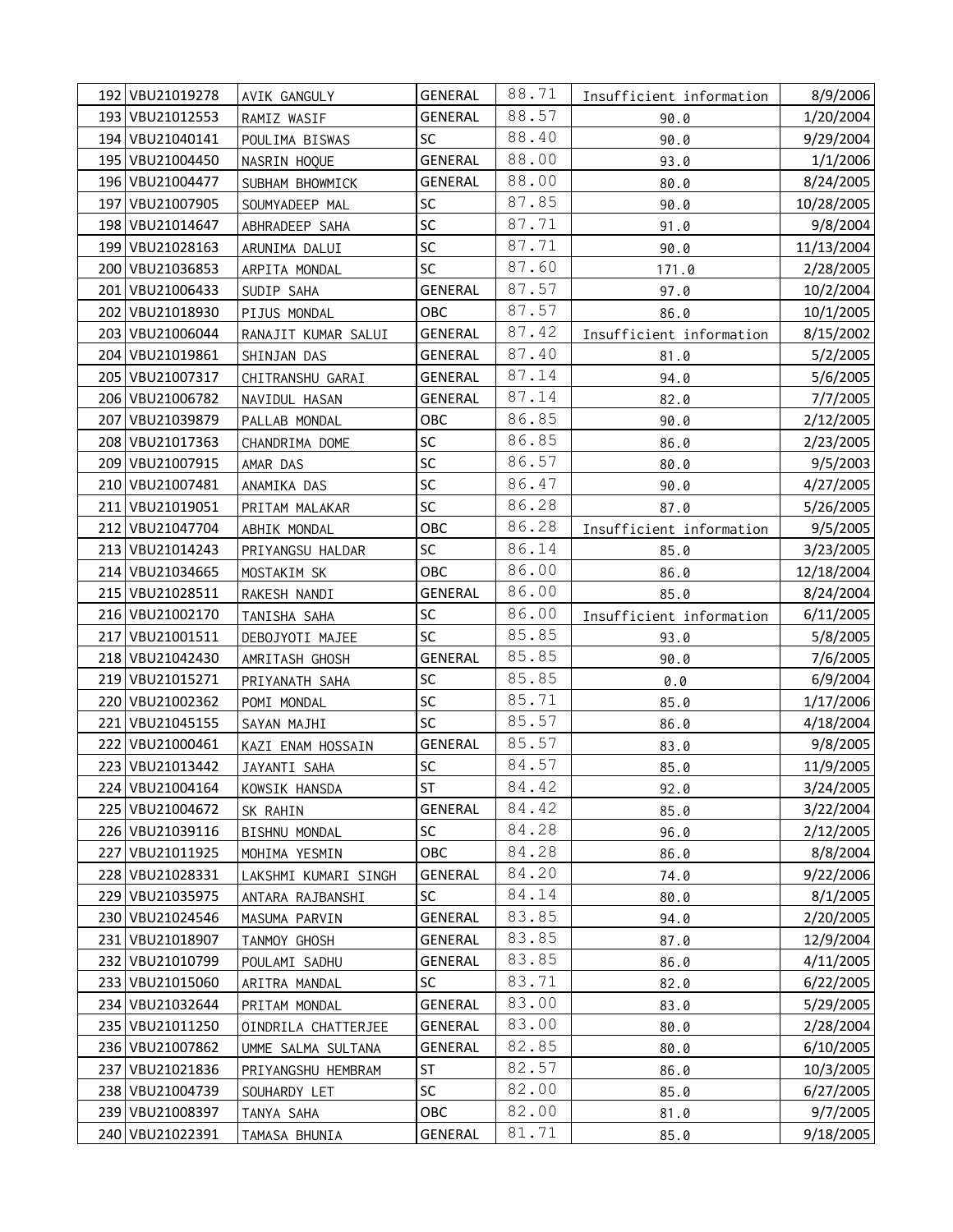| | | | | | | |
|---|---|---|---|---|---|---|
| 192 | VBU21019278 | AVIK GANGULY | GENERAL | 88.71 | Insufficient information | 8/9/2006 |
| 193 | VBU21012553 | RAMIZ WASIF | GENERAL | 88.57 | 90.0 | 1/20/2004 |
| 194 | VBU21040141 | POULIMA BISWAS | SC | 88.40 | 90.0 | 9/29/2004 |
| 195 | VBU21004450 | NASRIN HOQUE | GENERAL | 88.00 | 93.0 | 1/1/2006 |
| 196 | VBU21004477 | SUBHAM BHOWMICK | GENERAL | 88.00 | 80.0 | 8/24/2005 |
| 197 | VBU21007905 | SOUMYADEEP MAL | SC | 87.85 | 90.0 | 10/28/2005 |
| 198 | VBU21014647 | ABHRADEEP SAHA | SC | 87.71 | 91.0 | 9/8/2004 |
| 199 | VBU21028163 | ARUNIMA DALUI | SC | 87.71 | 90.0 | 11/13/2004 |
| 200 | VBU21036853 | ARPITA MONDAL | SC | 87.60 | 171.0 | 2/28/2005 |
| 201 | VBU21006433 | SUDIP SAHA | GENERAL | 87.57 | 97.0 | 10/2/2004 |
| 202 | VBU21018930 | PIJUS MONDAL | OBC | 87.57 | 86.0 | 10/1/2005 |
| 203 | VBU21006044 | RANAJIT KUMAR SALUI | GENERAL | 87.42 | Insufficient information | 8/15/2002 |
| 204 | VBU21019861 | SHINJAN DAS | GENERAL | 87.40 | 81.0 | 5/2/2005 |
| 205 | VBU21007317 | CHITRANSHU GARAI | GENERAL | 87.14 | 94.0 | 5/6/2005 |
| 206 | VBU21006782 | NAVIDUL HASAN | GENERAL | 87.14 | 82.0 | 7/7/2005 |
| 207 | VBU21039879 | PALLAB MONDAL | OBC | 86.85 | 90.0 | 2/12/2005 |
| 208 | VBU21017363 | CHANDRIMA DOME | SC | 86.85 | 86.0 | 2/23/2005 |
| 209 | VBU21007915 | AMAR DAS | SC | 86.57 | 80.0 | 9/5/2003 |
| 210 | VBU21007481 | ANAMIKA DAS | SC | 86.47 | 90.0 | 4/27/2005 |
| 211 | VBU21019051 | PRITAM MALAKAR | SC | 86.28 | 87.0 | 5/26/2005 |
| 212 | VBU21047704 | ABHIK MONDAL | OBC | 86.28 | Insufficient information | 9/5/2005 |
| 213 | VBU21014243 | PRIYANGSU HALDAR | SC | 86.14 | 85.0 | 3/23/2005 |
| 214 | VBU21034665 | MOSTAKIM SK | OBC | 86.00 | 86.0 | 12/18/2004 |
| 215 | VBU21028511 | RAKESH NANDI | GENERAL | 86.00 | 85.0 | 8/24/2004 |
| 216 | VBU21002170 | TANISHA SAHA | SC | 86.00 | Insufficient information | 6/11/2005 |
| 217 | VBU21001511 | DEBOJYOTI MAJEE | SC | 85.85 | 93.0 | 5/8/2005 |
| 218 | VBU21042430 | AMRITASH GHOSH | GENERAL | 85.85 | 90.0 | 7/6/2005 |
| 219 | VBU21015271 | PRIYANATH SAHA | SC | 85.85 | 0.0 | 6/9/2004 |
| 220 | VBU21002362 | POMI MONDAL | SC | 85.71 | 85.0 | 1/17/2006 |
| 221 | VBU21045155 | SAYAN MAJHI | SC | 85.57 | 86.0 | 4/18/2004 |
| 222 | VBU21000461 | KAZI ENAM HOSSAIN | GENERAL | 85.57 | 83.0 | 9/8/2005 |
| 223 | VBU21013442 | JAYANTI SAHA | SC | 84.57 | 85.0 | 11/9/2005 |
| 224 | VBU21004164 | KOWSIK HANSDA | ST | 84.42 | 92.0 | 3/24/2005 |
| 225 | VBU21004672 | SK RAHIN | GENERAL | 84.42 | 85.0 | 3/22/2004 |
| 226 | VBU21039116 | BISHNU MONDAL | SC | 84.28 | 96.0 | 2/12/2005 |
| 227 | VBU21011925 | MOHIMA YESMIN | OBC | 84.28 | 86.0 | 8/8/2004 |
| 228 | VBU21028331 | LAKSHMI KUMARI SINGH | GENERAL | 84.20 | 74.0 | 9/22/2006 |
| 229 | VBU21035975 | ANTARA RAJBANSHI | SC | 84.14 | 80.0 | 8/1/2005 |
| 230 | VBU21024546 | MASUMA PARVIN | GENERAL | 83.85 | 94.0 | 2/20/2005 |
| 231 | VBU21018907 | TANMOY GHOSH | GENERAL | 83.85 | 87.0 | 12/9/2004 |
| 232 | VBU21010799 | POULAMI SADHU | GENERAL | 83.85 | 86.0 | 4/11/2005 |
| 233 | VBU21015060 | ARITRA MANDAL | SC | 83.71 | 82.0 | 6/22/2005 |
| 234 | VBU21032644 | PRITAM MONDAL | GENERAL | 83.00 | 83.0 | 5/29/2005 |
| 235 | VBU21011250 | OINDRILA CHATTERJEE | GENERAL | 83.00 | 80.0 | 2/28/2004 |
| 236 | VBU21007862 | UMME SALMA SULTANA | GENERAL | 82.85 | 80.0 | 6/10/2005 |
| 237 | VBU21021836 | PRIYANGSHU HEMBRAM | ST | 82.57 | 86.0 | 10/3/2005 |
| 238 | VBU21004739 | SOUHARDY LET | SC | 82.00 | 85.0 | 6/27/2005 |
| 239 | VBU21008397 | TANYA SAHA | OBC | 82.00 | 81.0 | 9/7/2005 |
| 240 | VBU21022391 | TAMASA BHUNIA | GENERAL | 81.71 | 85.0 | 9/18/2005 |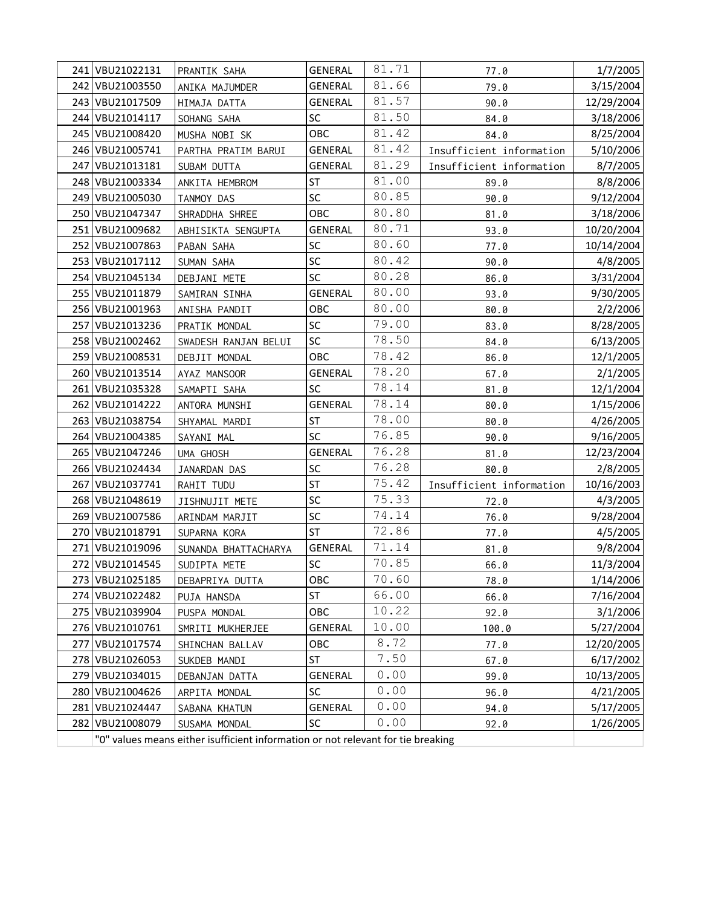| | | | | | | |
|---|---|---|---|---|---|---|
| 241 | VBU21022131 | PRANTIK SAHA | GENERAL | 81.71 | 77.0 | 1/7/2005 |
| 242 | VBU21003550 | ANIKA MAJUMDER | GENERAL | 81.66 | 79.0 | 3/15/2004 |
| 243 | VBU21017509 | HIMAJA DATTA | GENERAL | 81.57 | 90.0 | 12/29/2004 |
| 244 | VBU21014117 | SOHANG SAHA | SC | 81.50 | 84.0 | 3/18/2006 |
| 245 | VBU21008420 | MUSHA NOBI SK | OBC | 81.42 | 84.0 | 8/25/2004 |
| 246 | VBU21005741 | PARTHA PRATIM BARUI | GENERAL | 81.42 | Insufficient information | 5/10/2006 |
| 247 | VBU21013181 | SUBAM DUTTA | GENERAL | 81.29 | Insufficient information | 8/7/2005 |
| 248 | VBU21003334 | ANKITA HEMBROM | ST | 81.00 | 89.0 | 8/8/2006 |
| 249 | VBU21005030 | TANMOY DAS | SC | 80.85 | 90.0 | 9/12/2004 |
| 250 | VBU21047347 | SHRADDHA SHREE | OBC | 80.80 | 81.0 | 3/18/2006 |
| 251 | VBU21009682 | ABHISIKTA SENGUPTA | GENERAL | 80.71 | 93.0 | 10/20/2004 |
| 252 | VBU21007863 | PABAN SAHA | SC | 80.60 | 77.0 | 10/14/2004 |
| 253 | VBU21017112 | SUMAN SAHA | SC | 80.42 | 90.0 | 4/8/2005 |
| 254 | VBU21045134 | DEBJANI METE | SC | 80.28 | 86.0 | 3/31/2004 |
| 255 | VBU21011879 | SAMIRAN SINHA | GENERAL | 80.00 | 93.0 | 9/30/2005 |
| 256 | VBU21001963 | ANISHA PANDIT | OBC | 80.00 | 80.0 | 2/2/2006 |
| 257 | VBU21013236 | PRATIK MONDAL | SC | 79.00 | 83.0 | 8/28/2005 |
| 258 | VBU21002462 | SWADESH RANJAN BELUI | SC | 78.50 | 84.0 | 6/13/2005 |
| 259 | VBU21008531 | DEBJIT MONDAL | OBC | 78.42 | 86.0 | 12/1/2005 |
| 260 | VBU21013514 | AYAZ MANSOOR | GENERAL | 78.20 | 67.0 | 2/1/2005 |
| 261 | VBU21035328 | SAMAPTI SAHA | SC | 78.14 | 81.0 | 12/1/2004 |
| 262 | VBU21014222 | ANTORA MUNSHI | GENERAL | 78.14 | 80.0 | 1/15/2006 |
| 263 | VBU21038754 | SHYAMAL MARDI | ST | 78.00 | 80.0 | 4/26/2005 |
| 264 | VBU21004385 | SAYANI MAL | SC | 76.85 | 90.0 | 9/16/2005 |
| 265 | VBU21047246 | UMA GHOSH | GENERAL | 76.28 | 81.0 | 12/23/2004 |
| 266 | VBU21024434 | JANARDAN DAS | SC | 76.28 | 80.0 | 2/8/2005 |
| 267 | VBU21037741 | RAHIT TUDU | ST | 75.42 | Insufficient information | 10/16/2003 |
| 268 | VBU21048619 | JISHNUJIT METE | SC | 75.33 | 72.0 | 4/3/2005 |
| 269 | VBU21007586 | ARINDAM MARJIT | SC | 74.14 | 76.0 | 9/28/2004 |
| 270 | VBU21018791 | SUPARNA KORA | ST | 72.86 | 77.0 | 4/5/2005 |
| 271 | VBU21019096 | SUNANDA BHATTACHARYA | GENERAL | 71.14 | 81.0 | 9/8/2004 |
| 272 | VBU21014545 | SUDIPTA METE | SC | 70.85 | 66.0 | 11/3/2004 |
| 273 | VBU21025185 | DEBAPRIYA DUTTA | OBC | 70.60 | 78.0 | 1/14/2006 |
| 274 | VBU21022482 | PUJA HANSDA | ST | 66.00 | 66.0 | 7/16/2004 |
| 275 | VBU21039904 | PUSPA MONDAL | OBC | 10.22 | 92.0 | 3/1/2006 |
| 276 | VBU21010761 | SMRITI MUKHERJEE | GENERAL | 10.00 | 100.0 | 5/27/2004 |
| 277 | VBU21017574 | SHINCHAN BALLAV | OBC | 8.72 | 77.0 | 12/20/2005 |
| 278 | VBU21026053 | SUKDEB MANDI | ST | 7.50 | 67.0 | 6/17/2002 |
| 279 | VBU21034015 | DEBANJAN DATTA | GENERAL | 0.00 | 99.0 | 10/13/2005 |
| 280 | VBU21004626 | ARPITA MONDAL | SC | 0.00 | 96.0 | 4/21/2005 |
| 281 | VBU21024447 | SABANA KHATUN | GENERAL | 0.00 | 94.0 | 5/17/2005 |
| 282 | VBU21008079 | SUSAMA MONDAL | SC | 0.00 | 92.0 | 1/26/2005 |
| | "0" values means either isufficient information or not relevant for tie breaking | | | | | |